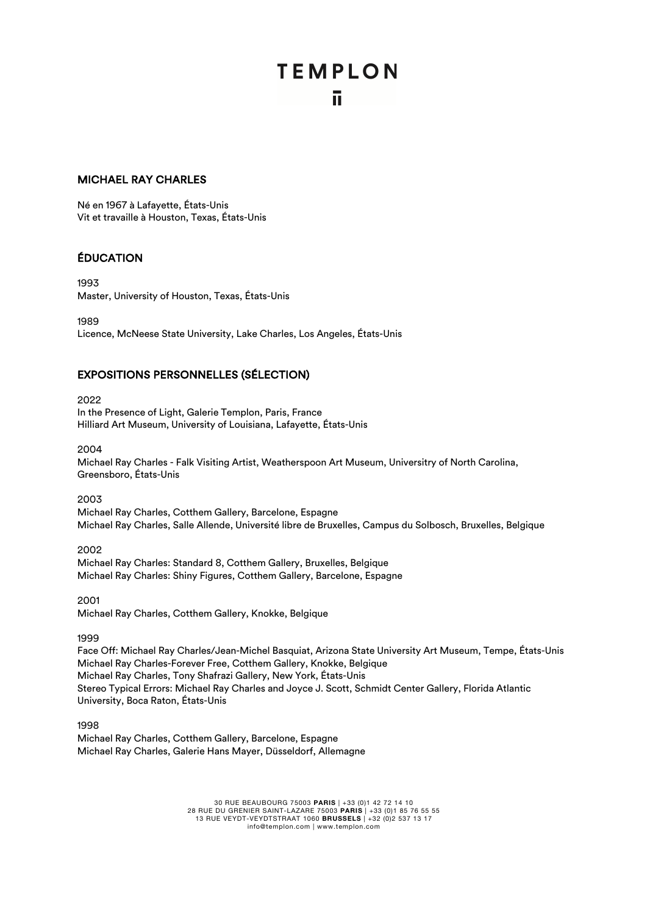# MICHAEL RAY CHARLES

Né en 1967 à Lafayette, États-Unis
Vit et travaille à Houston, Texas, États-Unis

## ÉDUCATION

1993
Master, University of Houston, Texas, États-Unis

1989
Licence, McNeese State University, Lake Charles, Los Angeles, États-Unis

## EXPOSITIONS PERSONNELLES (SÉLECTION)

2022
In the Presence of Light, Galerie Templon, Paris, France
Hilliard Art Museum, University of Louisiana, Lafayette, États-Unis

2004
Michael Ray Charles - Falk Visiting Artist, Weatherspoon Art Museum, Universitry of North Carolina, Greensboro, États-Unis

2003
Michael Ray Charles, Cotthem Gallery, Barcelone, Espagne
Michael Ray Charles, Salle Allende, Université libre de Bruxelles, Campus du Solbosch, Bruxelles, Belgique

2002
Michael Ray Charles: Standard 8, Cotthem Gallery, Bruxelles, Belgique
Michael Ray Charles: Shiny Figures, Cotthem Gallery, Barcelone, Espagne

2001
Michael Ray Charles, Cotthem Gallery, Knokke, Belgique

1999
Face Off: Michael Ray Charles/Jean-Michel Basquiat, Arizona State University Art Museum, Tempe, États-Unis
Michael Ray Charles-Forever Free, Cotthem Gallery, Knokke, Belgique
Michael Ray Charles, Tony Shafrazi Gallery, New York, États-Unis
Stereo Typical Errors: Michael Ray Charles and Joyce J. Scott, Schmidt Center Gallery, Florida Atlantic University, Boca Raton, États-Unis

1998
Michael Ray Charles, Cotthem Gallery, Barcelone, Espagne
Michael Ray Charles, Galerie Hans Mayer, Düsseldorf, Allemagne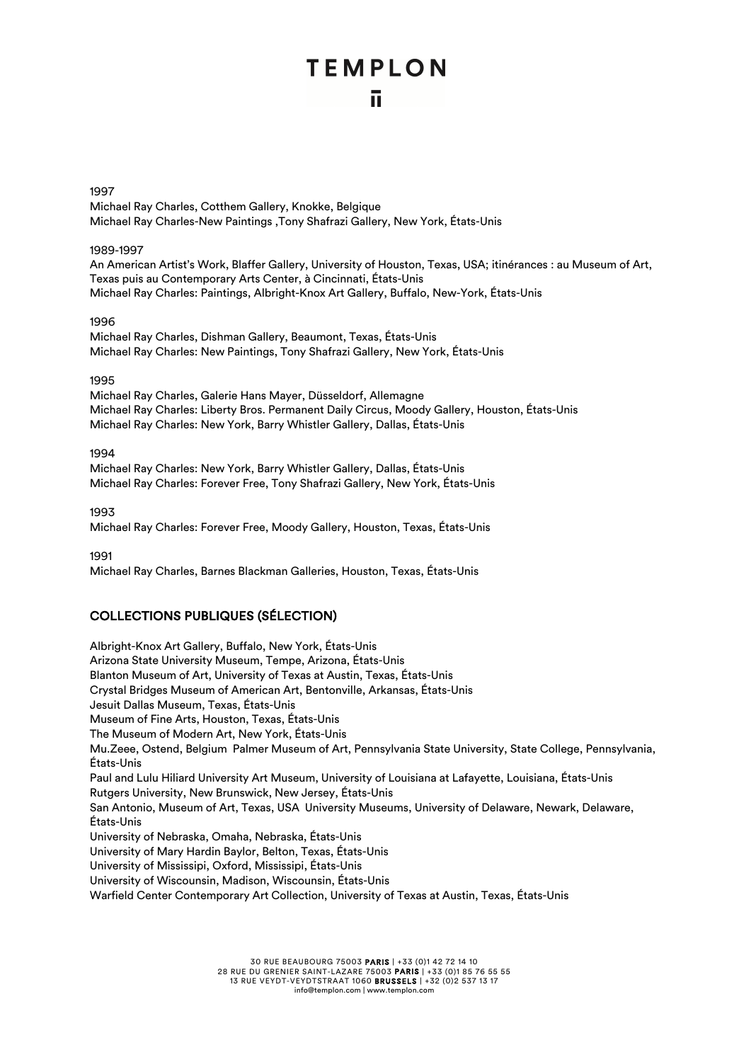1997

Michael Ray Charles, Cotthem Gallery, Knokke, Belgique
Michael Ray Charles-New Paintings ,Tony Shafrazi Gallery, New York, États-Unis

1989-1997

An American Artist's Work, Blaffer Gallery, University of Houston, Texas, USA; itinérances : au Museum of Art, Texas puis au Contemporary Arts Center, à Cincinnati, États-Unis
Michael Ray Charles: Paintings, Albright-Knox Art Gallery, Buffalo, New-York, États-Unis

1996

Michael Ray Charles, Dishman Gallery, Beaumont, Texas, États-Unis
Michael Ray Charles: New Paintings, Tony Shafrazi Gallery, New York, États-Unis

1995

Michael Ray Charles, Galerie Hans Mayer, Düsseldorf, Allemagne
Michael Ray Charles: Liberty Bros. Permanent Daily Circus, Moody Gallery, Houston, États-Unis
Michael Ray Charles: New York, Barry Whistler Gallery, Dallas, États-Unis

1994

Michael Ray Charles: New York, Barry Whistler Gallery, Dallas, États-Unis
Michael Ray Charles: Forever Free, Tony Shafrazi Gallery, New York, États-Unis

1993

Michael Ray Charles: Forever Free, Moody Gallery, Houston, Texas, États-Unis

1991

Michael Ray Charles, Barnes Blackman Galleries, Houston, Texas, États-Unis

## COLLECTIONS PUBLIQUES (SÉLECTION)

Albright-Knox Art Gallery, Buffalo, New York, États-Unis
Arizona State University Museum, Tempe, Arizona, États-Unis
Blanton Museum of Art, University of Texas at Austin, Texas, États-Unis
Crystal Bridges Museum of American Art, Bentonville, Arkansas, États-Unis
Jesuit Dallas Museum, Texas, États-Unis
Museum of Fine Arts, Houston, Texas, États-Unis
The Museum of Modern Art, New York, États-Unis
Mu.Zeee, Ostend, Belgium Palmer Museum of Art, Pennsylvania State University, State College, Pennsylvania, États-Unis
Paul and Lulu Hiliard University Art Museum, University of Louisiana at Lafayette, Louisiana, États-Unis
Rutgers University, New Brunswick, New Jersey, États-Unis
San Antonio, Museum of Art, Texas, USA University Museums, University of Delaware, Newark, Delaware, États-Unis
University of Nebraska, Omaha, Nebraska, États-Unis
University of Mary Hardin Baylor, Belton, Texas, États-Unis
University of Mississipi, Oxford, Mississipi, États-Unis
University of Wisconsin, Madison, Wiscounsin, États-Unis
Warfield Center Contemporary Art Collection, University of Texas at Austin, Texas, États-Unis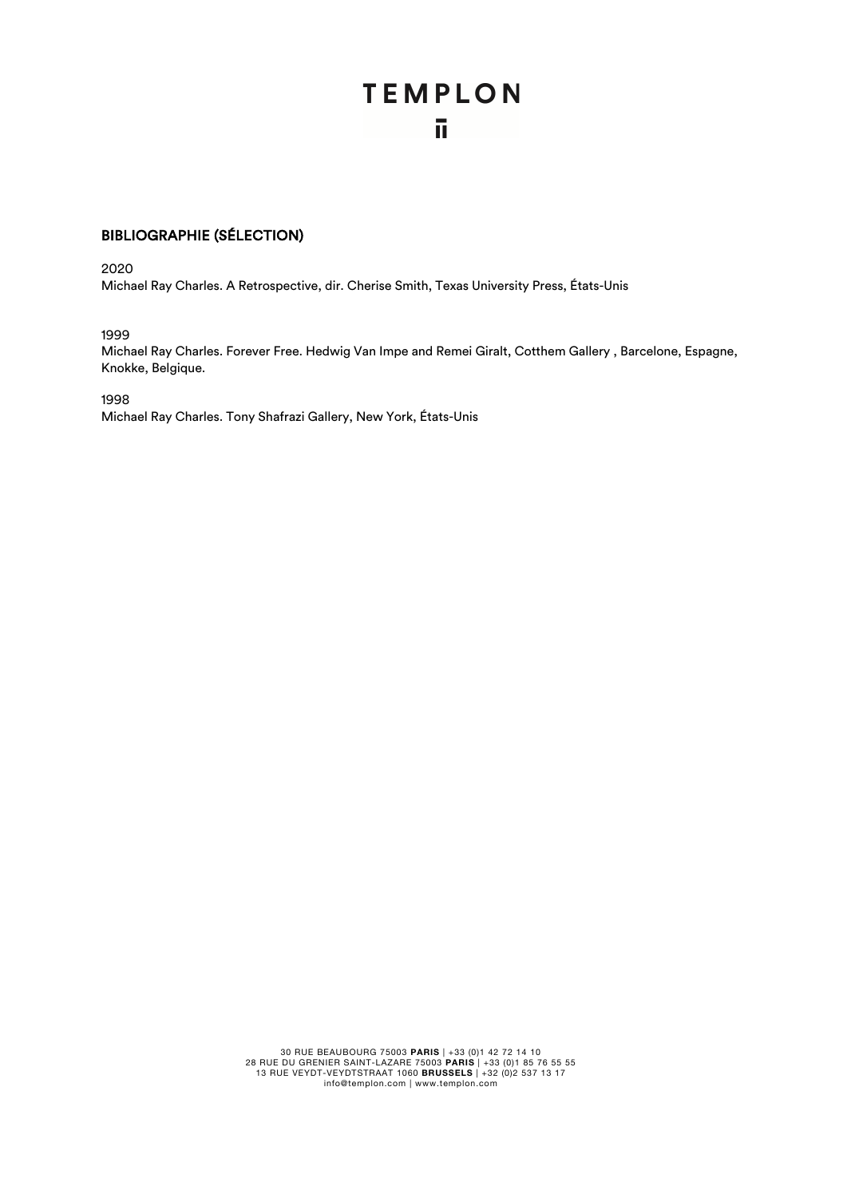## BIBLIOGRAPHIE (SÉLECTION)

2020
Michael Ray Charles. A Retrospective, dir. Cherise Smith, Texas University Press, États-Unis

1999
Michael Ray Charles. Forever Free. Hedwig Van Impe and Remei Giralt, Cotthem Gallery , Barcelone, Espagne, Knokke, Belgique.

1998
Michael Ray Charles. Tony Shafrazi Gallery, New York, États-Unis